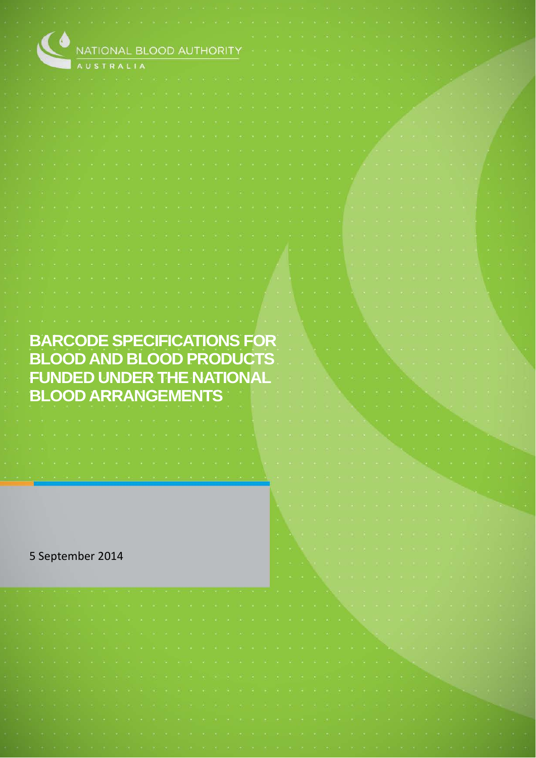NATIONAL BLOOD AUTHORITY

AUSTRALIA

# BARCODE SPECIFICATIONS FOR BLOOD AND BLOOD PRODUCTS FUNDED UNDER THE NATIONAL BLOOD ARRANGEMENTS

5 September 2014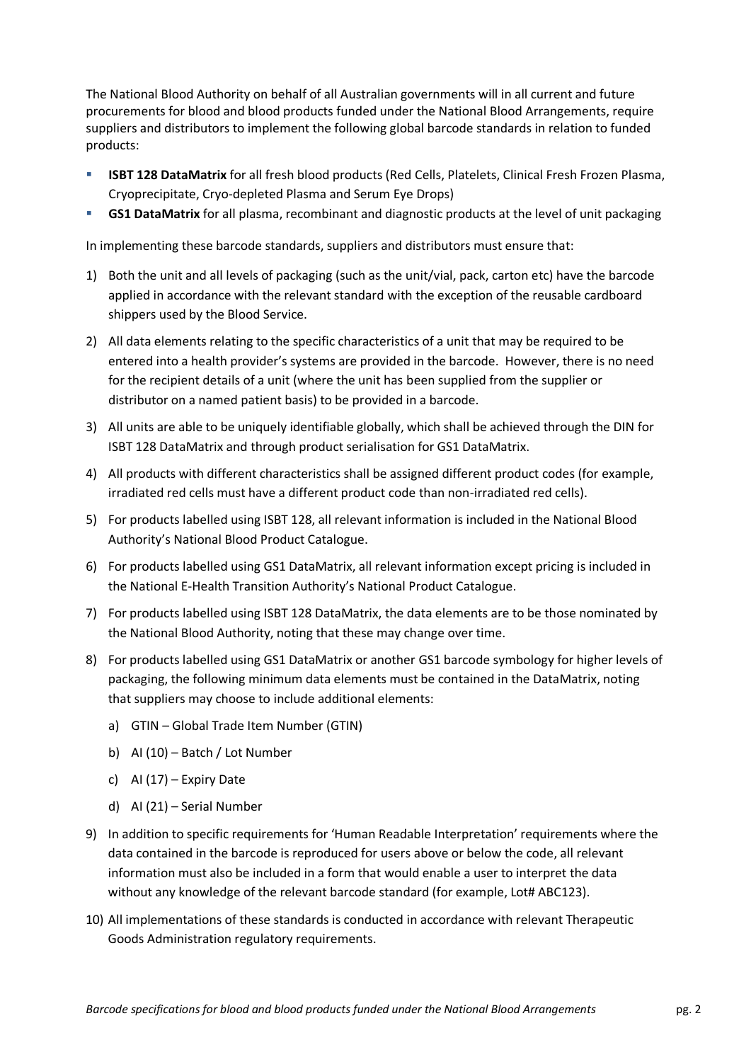The National Blood Authority on behalf of all Australian governments will in all current and future procurements for blood and blood products funded under the National Blood Arrangements, require suppliers and distributors to implement the following global barcode standards in relation to funded products:

- **ISBT 128 DataMatrix** for all fresh blood products (Red Cells, Platelets, Clinical Fresh Frozen Plasma, Cryoprecipitate, Cryo-depleted Plasma and Serum Eye Drops)
- **GS1 DataMatrix** for all plasma, recombinant and diagnostic products at the level of unit packaging

In implementing these barcode standards, suppliers and distributors must ensure that:

1) Both the unit and all levels of packaging (such as the unit/vial, pack, carton etc) have the barcode applied in accordance with the relevant standard with the exception of the reusable cardboard shippers used by the Blood Service.
2) All data elements relating to the specific characteristics of a unit that may be required to be entered into a health provider's systems are provided in the barcode. However, there is no need for the recipient details of a unit (where the unit has been supplied from the supplier or distributor on a named patient basis) to be provided in a barcode.
3) All units are able to be uniquely identifiable globally, which shall be achieved through the DIN for ISBT 128 DataMatrix and through product serialisation for GS1 DataMatrix.
4) All products with different characteristics shall be assigned different product codes (for example, irradiated red cells must have a different product code than non-irradiated red cells).
5) For products labelled using ISBT 128, all relevant information is included in the National Blood Authority's National Blood Product Catalogue.
6) For products labelled using GS1 DataMatrix, all relevant information except pricing is included in the National E-Health Transition Authority's National Product Catalogue.
7) For products labelled using ISBT 128 DataMatrix, the data elements are to be those nominated by the National Blood Authority, noting that these may change over time.
8) For products labelled using GS1 DataMatrix or another GS1 barcode symbology for higher levels of packaging, the following minimum data elements must be contained in the DataMatrix, noting that suppliers may choose to include additional elements:
    a) GTIN – Global Trade Item Number (GTIN)
    b) AI (10) – Batch / Lot Number
    c) AI (17) – Expiry Date
    d) AI (21) – Serial Number
9) In addition to specific requirements for 'Human Readable Interpretation' requirements where the data contained in the barcode is reproduced for users above or below the code, all relevant information must also be included in a form that would enable a user to interpret the data without any knowledge of the relevant barcode standard (for example, Lot# ABC123).
10) All implementations of these standards is conducted in accordance with relevant Therapeutic Goods Administration regulatory requirements.